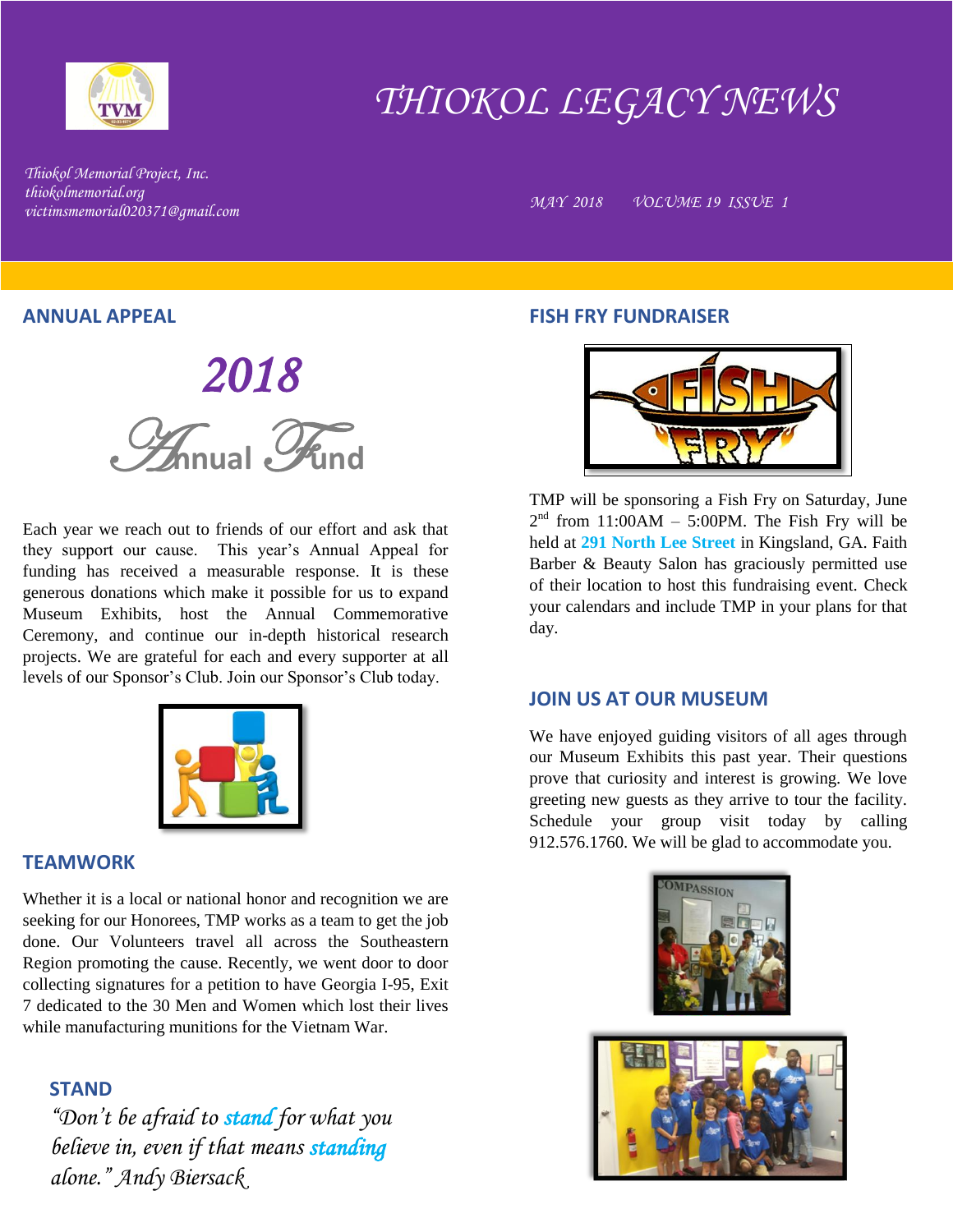# THIOKOL LEGACY NEWS

*Thiokol Memorial Project, Inc.*
*thiokolmemorial.org*
*victimsmemorial020371@gmail.com*

*MAY 2018 VOLUME 19 ISSUE 1*

## ANNUAL APPEAL

**2018**

**Annual Fund**

Each year we reach out to friends of our effort and ask that they support our cause. This year's Annual Appeal for funding has received a measurable response. It is these generous donations which make it possible for us to expand Museum Exhibits, host the Annual Commemorative Ceremony, and continue our in-depth historical research projects. We are grateful for each and every supporter at all levels of our Sponsor's Club. Join our Sponsor's Club today.

## TEAMWORK

Whether it is a local or national honor and recognition we are seeking for our Honorees, TMP works as a team to get the job done. Our Volunteers travel all across the Southeastern Region promoting the cause. Recently, we went door to door collecting signatures for a petition to have Georgia I-95, Exit 7 dedicated to the 30 Men and Women which lost their lives while manufacturing munitions for the Vietnam War.

### STAND

*"Don't be afraid to **stand** for what you believe in, even if that means **standing** alone." Andy Biersack*

## FISH FRY FUNDRAISER

TMP will be sponsoring a Fish Fry on Saturday, June 2nd from 11:00AM – 5:00PM. The Fish Fry will be held at **291 North Lee Street** in Kingsland, GA. Faith Barber & Beauty Salon has graciously permitted use of their location to host this fundraising event. Check your calendars and include TMP in your plans for that day.

## JOIN US AT OUR MUSEUM

We have enjoyed guiding visitors of all ages through our Museum Exhibits this past year. Their questions prove that curiosity and interest is growing. We love greeting new guests as they arrive to tour the facility. Schedule your group visit today by calling 912.576.1760. We will be glad to accommodate you.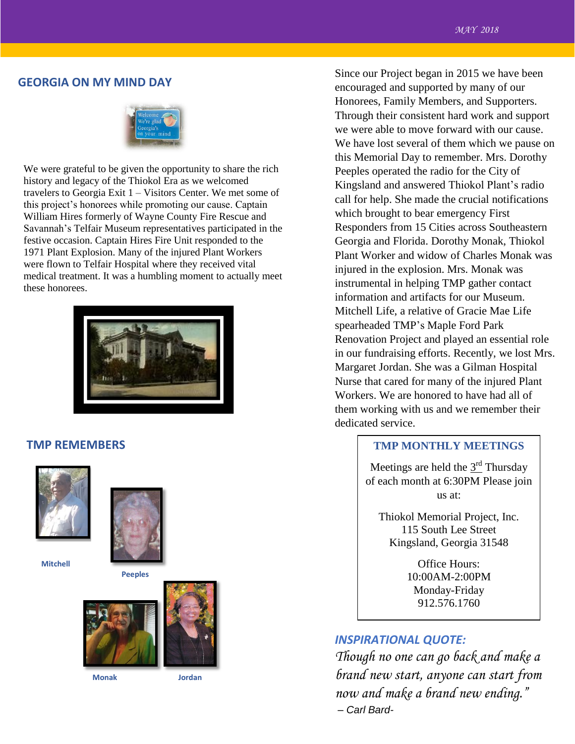## GEORGIA ON MY MIND DAY

We were grateful to be given the opportunity to share the rich history and legacy of the Thiokol Era as we welcomed travelers to Georgia Exit 1 – Visitors Center. We met some of this project's honorees while promoting our cause. Captain William Hires formerly of Wayne County Fire Rescue and Savannah's Telfair Museum representatives participated in the festive occasion. Captain Hires Fire Unit responded to the 1971 Plant Explosion. Many of the injured Plant Workers were flown to Telfair Hospital where they received vital medical treatment. It was a humbling moment to actually meet these honorees.

## TMP REMEMBERS

Mitchell

Peeples

Monak

Jordan

Since our Project began in 2015 we have been encouraged and supported by many of our Honorees, Family Members, and Supporters. Through their consistent hard work and support we were able to move forward with our cause. We have lost several of them which we pause on this Memorial Day to remember. Mrs. Dorothy Peeples operated the radio for the City of Kingsland and answered Thiokol Plant's radio call for help. She made the crucial notifications which brought to bear emergency First Responders from 15 Cities across Southeastern Georgia and Florida. Dorothy Monak, Thiokol Plant Worker and widow of Charles Monak was injured in the explosion. Mrs. Monak was instrumental in helping TMP gather contact information and artifacts for our Museum. Mitchell Life, a relative of Gracie Mae Life spearheaded TMP's Maple Ford Park Renovation Project and played an essential role in our fundraising efforts. Recently, we lost Mrs. Margaret Jordan. She was a Gilman Hospital Nurse that cared for many of the injured Plant Workers. We are honored to have had all of them working with us and we remember their dedicated service.

### TMP MONTHLY MEETINGS

Meetings are held the 3rd Thursday of each month at 6:30PM Please join us at:

Thiokol Memorial Project, Inc.
115 South Lee Street
Kingsland, Georgia 31548

Office Hours:
10:00AM-2:00PM
Monday-Friday
912.576.1760

### *INSPIRATIONAL QUOTE:*

*Though no one can go back and make a brand new start, anyone can start from now and make a brand new ending."*

*– Carl Bard-*